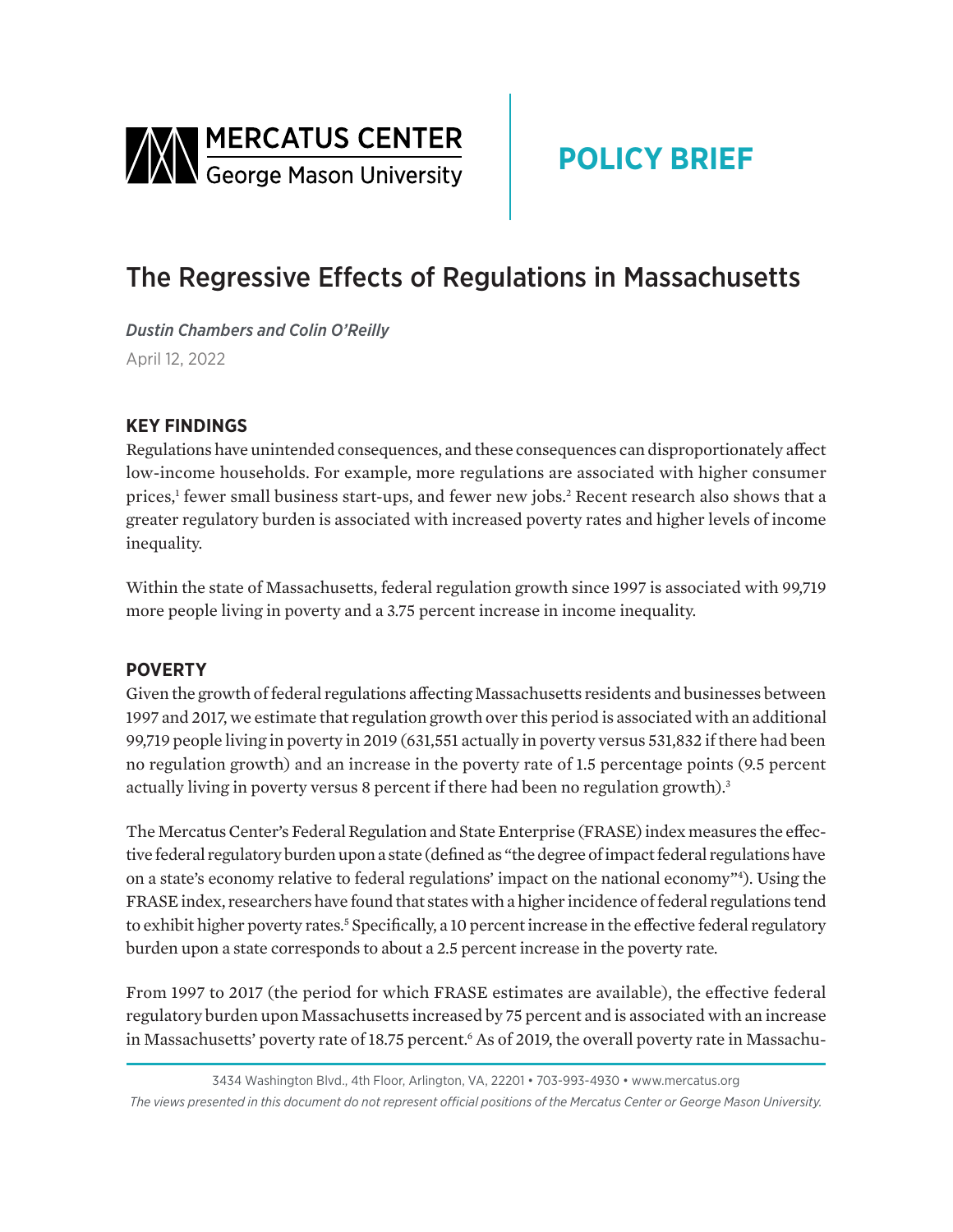MERCATUS CENTER
George Mason University

**POLICY BRIEF**

# The Regressive Effects of Regulations in Massachusetts

*Dustin Chambers and Colin O'Reilly*

April 12, 2022

## KEY FINDINGS

Regulations have unintended consequences, and these consequences can disproportionately affect low-income households. For example, more regulations are associated with higher consumer prices,[1] fewer small business start-ups, and fewer new jobs.[2] Recent research also shows that a greater regulatory burden is associated with increased poverty rates and higher levels of income inequality.

Within the state of Massachusetts, federal regulation growth since 1997 is associated with 99,719 more people living in poverty and a 3.75 percent increase in income inequality.

## POVERTY

Given the growth of federal regulations affecting Massachusetts residents and businesses between 1997 and 2017, we estimate that regulation growth over this period is associated with an additional 99,719 people living in poverty in 2019 (631,551 actually in poverty versus 531,832 if there had been no regulation growth) and an increase in the poverty rate of 1.5 percentage points (9.5 percent actually living in poverty versus 8 percent if there had been no regulation growth).[3]

The Mercatus Center's Federal Regulation and State Enterprise (FRASE) index measures the effective federal regulatory burden upon a state (defined as "the degree of impact federal regulations have on a state's economy relative to federal regulations' impact on the national economy"[4]). Using the FRASE index, researchers have found that states with a higher incidence of federal regulations tend to exhibit higher poverty rates.[5] Specifically, a 10 percent increase in the effective federal regulatory burden upon a state corresponds to about a 2.5 percent increase in the poverty rate.

From 1997 to 2017 (the period for which FRASE estimates are available), the effective federal regulatory burden upon Massachusetts increased by 75 percent and is associated with an increase in Massachusetts' poverty rate of 18.75 percent.[6] As of 2019, the overall poverty rate in Massachu-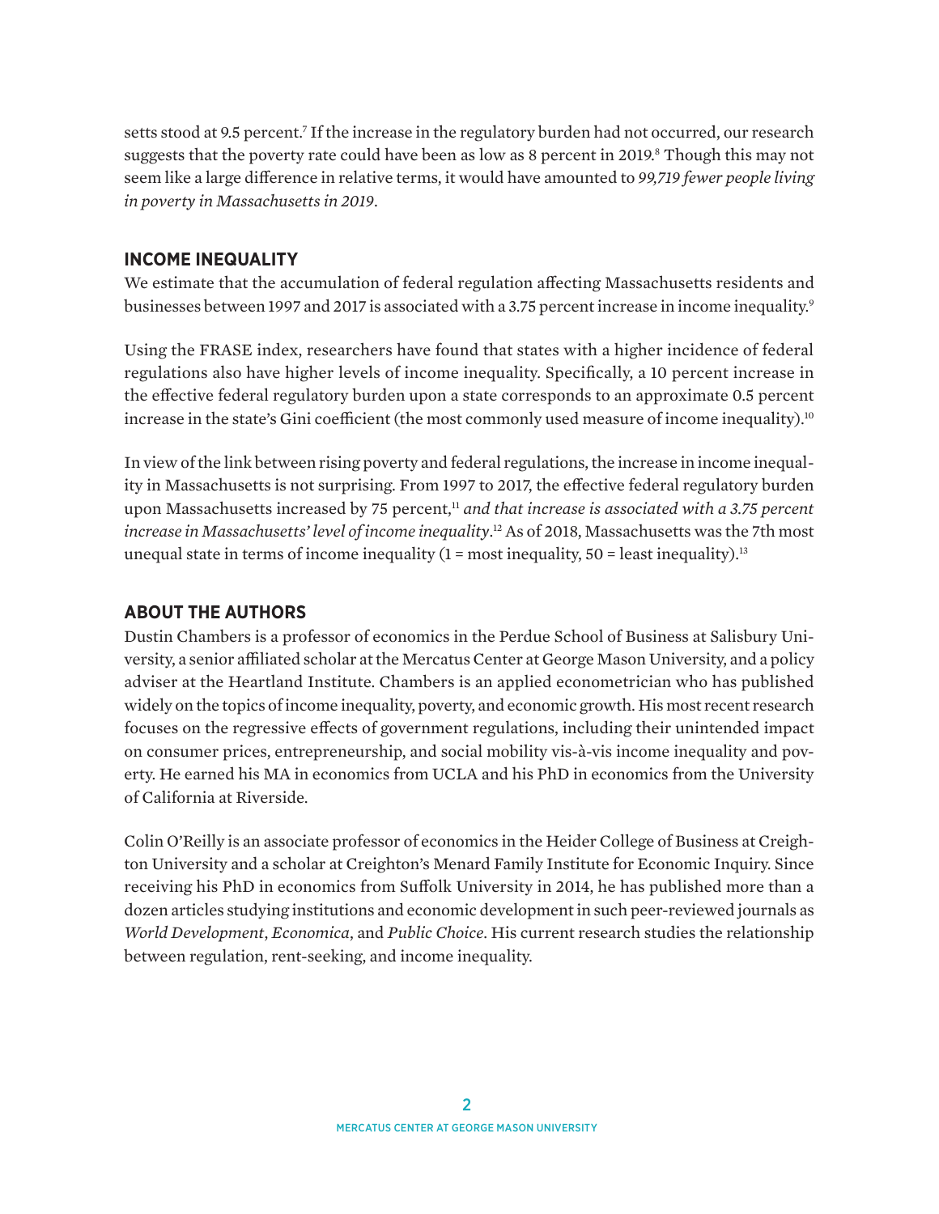setts stood at 9.5 percent.[7] If the increase in the regulatory burden had not occurred, our research suggests that the poverty rate could have been as low as 8 percent in 2019.[8] Though this may not seem like a large difference in relative terms, it would have amounted to *99,719 fewer people living in poverty in Massachusetts in 2019*.

## INCOME INEQUALITY

We estimate that the accumulation of federal regulation affecting Massachusetts residents and businesses between 1997 and 2017 is associated with a 3.75 percent increase in income inequality.[9]

Using the FRASE index, researchers have found that states with a higher incidence of federal regulations also have higher levels of income inequality. Specifically, a 10 percent increase in the effective federal regulatory burden upon a state corresponds to an approximate 0.5 percent increase in the state's Gini coefficient (the most commonly used measure of income inequality).[10]

In view of the link between rising poverty and federal regulations, the increase in income inequality in Massachusetts is not surprising. From 1997 to 2017, the effective federal regulatory burden upon Massachusetts increased by 75 percent,[11] *and that increase is associated with a 3.75 percent increase in Massachusetts' level of income inequality*.[12] As of 2018, Massachusetts was the 7th most unequal state in terms of income inequality (1 = most inequality, 50 = least inequality).[13]

## ABOUT THE AUTHORS

Dustin Chambers is a professor of economics in the Perdue School of Business at Salisbury University, a senior affiliated scholar at the Mercatus Center at George Mason University, and a policy adviser at the Heartland Institute. Chambers is an applied econometrician who has published widely on the topics of income inequality, poverty, and economic growth. His most recent research focuses on the regressive effects of government regulations, including their unintended impact on consumer prices, entrepreneurship, and social mobility vis-à-vis income inequality and poverty. He earned his MA in economics from UCLA and his PhD in economics from the University of California at Riverside.

Colin O'Reilly is an associate professor of economics in the Heider College of Business at Creighton University and a scholar at Creighton's Menard Family Institute for Economic Inquiry. Since receiving his PhD in economics from Suffolk University in 2014, he has published more than a dozen articles studying institutions and economic development in such peer-reviewed journals as *World Development*, *Economica*, and *Public Choice*. His current research studies the relationship between regulation, rent-seeking, and income inequality.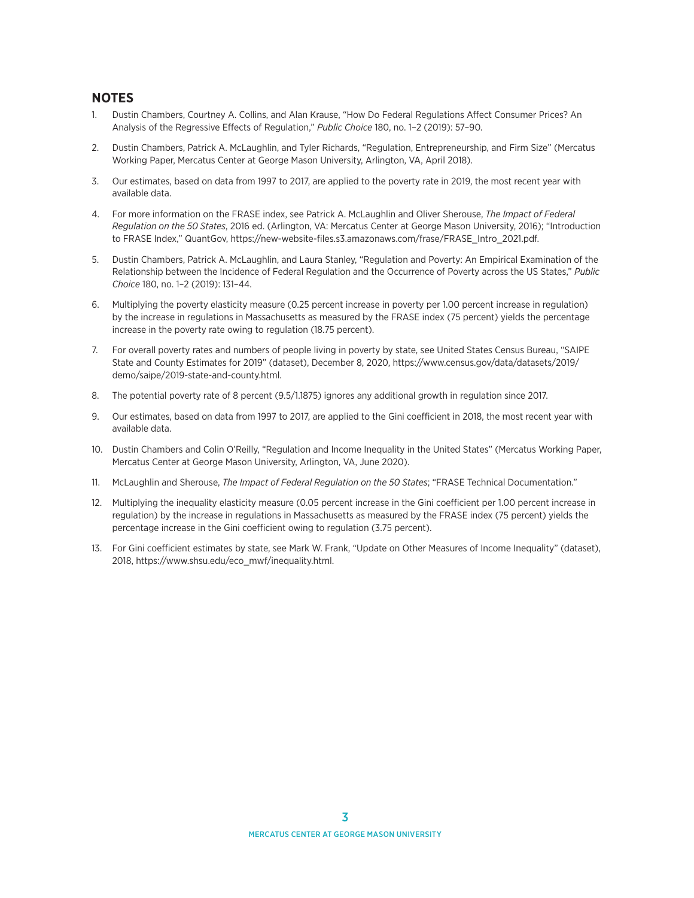## NOTES

1. Dustin Chambers, Courtney A. Collins, and Alan Krause, "How Do Federal Regulations Affect Consumer Prices? An Analysis of the Regressive Effects of Regulation," *Public Choice* 180, no. 1–2 (2019): 57–90.
2. Dustin Chambers, Patrick A. McLaughlin, and Tyler Richards, "Regulation, Entrepreneurship, and Firm Size" (Mercatus Working Paper, Mercatus Center at George Mason University, Arlington, VA, April 2018).
3. Our estimates, based on data from 1997 to 2017, are applied to the poverty rate in 2019, the most recent year with available data.
4. For more information on the FRASE index, see Patrick A. McLaughlin and Oliver Sherouse, *The Impact of Federal Regulation on the 50 States*, 2016 ed. (Arlington, VA: Mercatus Center at George Mason University, 2016); "Introduction to FRASE Index," QuantGov, https://new-website-files.s3.amazonaws.com/frase/FRASE_Intro_2021.pdf.
5. Dustin Chambers, Patrick A. McLaughlin, and Laura Stanley, "Regulation and Poverty: An Empirical Examination of the Relationship between the Incidence of Federal Regulation and the Occurrence of Poverty across the US States," *Public Choice* 180, no. 1–2 (2019): 131–44.
6. Multiplying the poverty elasticity measure (0.25 percent increase in poverty per 1.00 percent increase in regulation) by the increase in regulations in Massachusetts as measured by the FRASE index (75 percent) yields the percentage increase in the poverty rate owing to regulation (18.75 percent).
7. For overall poverty rates and numbers of people living in poverty by state, see United States Census Bureau, "SAIPE State and County Estimates for 2019" (dataset), December 8, 2020, https://www.census.gov/data/datasets/2019/demo/saipe/2019-state-and-county.html.
8. The potential poverty rate of 8 percent (9.5/1.1875) ignores any additional growth in regulation since 2017.
9. Our estimates, based on data from 1997 to 2017, are applied to the Gini coefficient in 2018, the most recent year with available data.
10. Dustin Chambers and Colin O'Reilly, "Regulation and Income Inequality in the United States" (Mercatus Working Paper, Mercatus Center at George Mason University, Arlington, VA, June 2020).
11. McLaughlin and Sherouse, *The Impact of Federal Regulation on the 50 States*; "FRASE Technical Documentation."
12. Multiplying the inequality elasticity measure (0.05 percent increase in the Gini coefficient per 1.00 percent increase in regulation) by the increase in regulations in Massachusetts as measured by the FRASE index (75 percent) yields the percentage increase in the Gini coefficient owing to regulation (3.75 percent).
13. For Gini coefficient estimates by state, see Mark W. Frank, "Update on Other Measures of Income Inequality" (dataset), 2018, https://www.shsu.edu/eco_mwf/inequality.html.